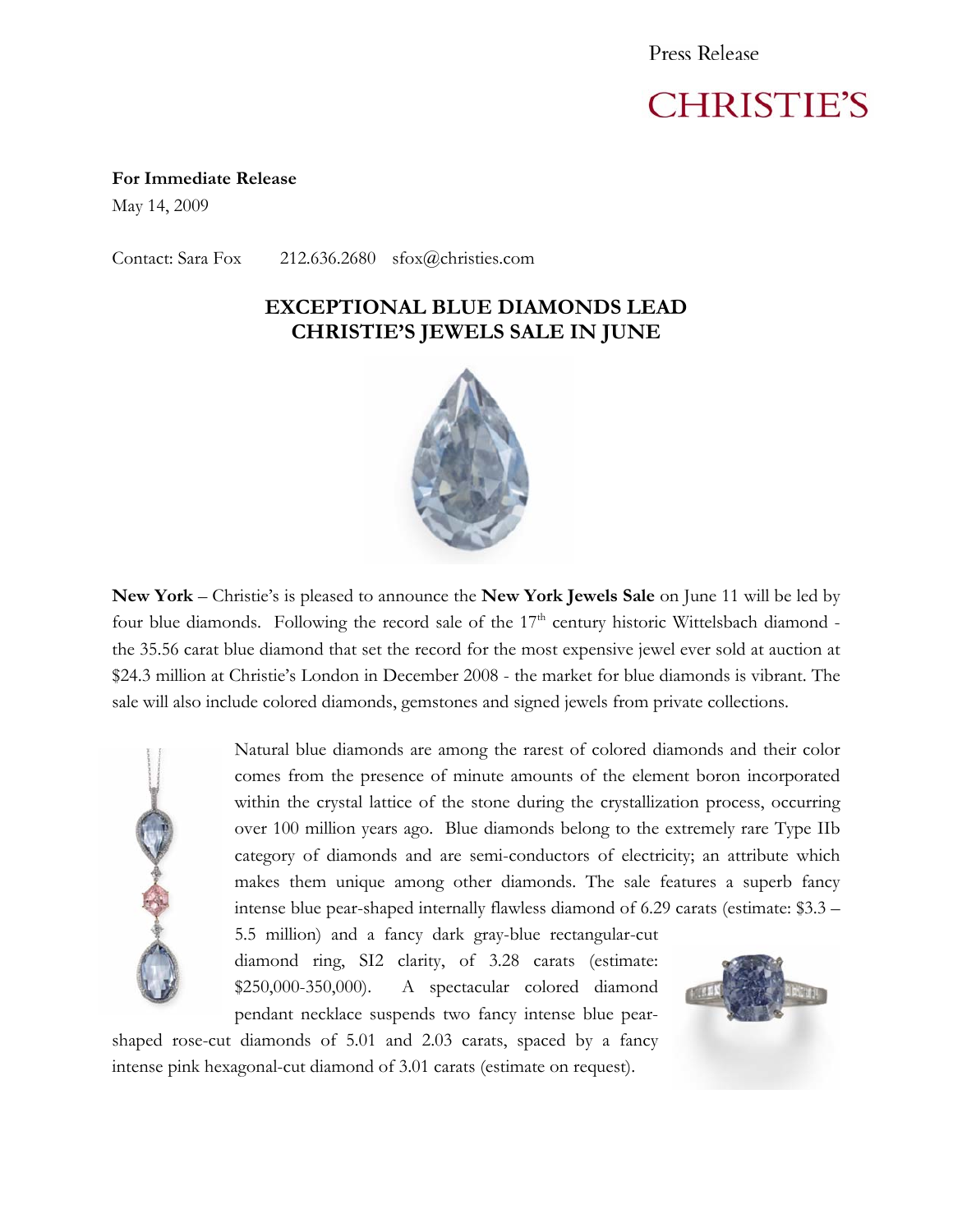Press Release

CHRISTIE'S

**For Immediate Release**
May 14, 2009

Contact: Sara Fox 212.636.2680 sfox@christies.com

# EXCEPTIONAL BLUE DIAMONDS LEAD CHRISTIE'S JEWELS SALE IN JUNE

**New York** – Christie's is pleased to announce the **New York Jewels Sale** on June 11 will be led by four blue diamonds. Following the record sale of the 17th century historic Wittelsbach diamond - the 35.56 carat blue diamond that set the record for the most expensive jewel ever sold at auction at $24.3 million at Christie's London in December 2008 - the market for blue diamonds is vibrant. The sale will also include colored diamonds, gemstones and signed jewels from private collections.

Natural blue diamonds are among the rarest of colored diamonds and their color comes from the presence of minute amounts of the element boron incorporated within the crystal lattice of the stone during the crystallization process, occurring over 100 million years ago. Blue diamonds belong to the extremely rare Type IIb category of diamonds and are semi-conductors of electricity; an attribute which makes them unique among other diamonds. The sale features a superb fancy intense blue pear-shaped internally flawless diamond of 6.29 carats (estimate: $3.3 – 5.5 million) and a fancy dark gray-blue rectangular-cut diamond ring, SI2 clarity, of 3.28 carats (estimate: $250,000-350,000). A spectacular colored diamond pendant necklace suspends two fancy intense blue pear-shaped rose-cut diamonds of 5.01 and 2.03 carats, spaced by a fancy intense pink hexagonal-cut diamond of 3.01 carats (estimate on request).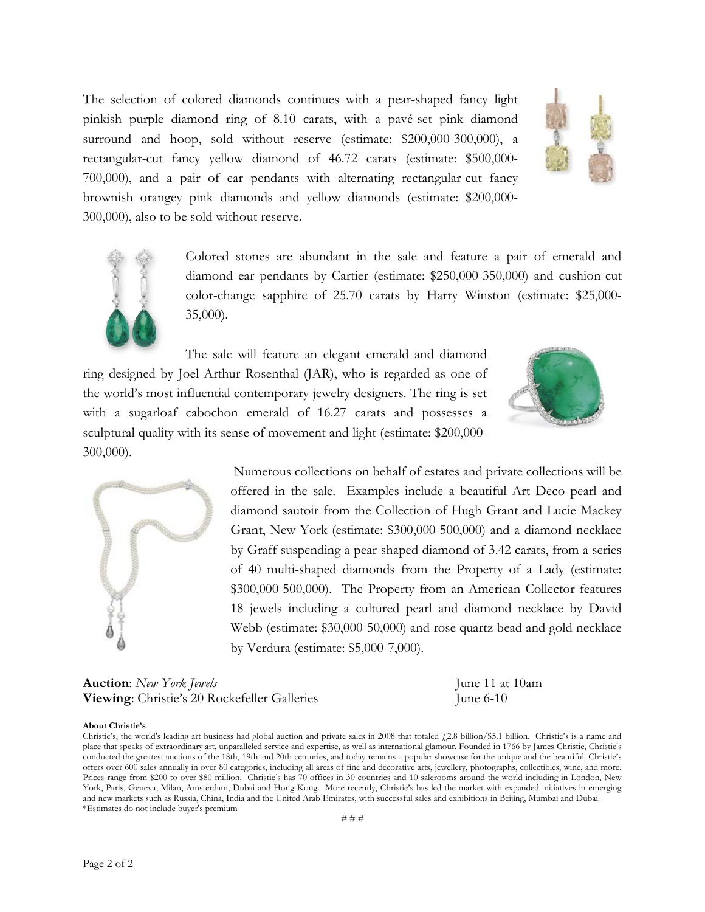The selection of colored diamonds continues with a pear-shaped fancy light pinkish purple diamond ring of 8.10 carats, with a pavé-set pink diamond surround and hoop, sold without reserve (estimate: $200,000-300,000), a rectangular-cut fancy yellow diamond of 46.72 carats (estimate: $500,000-700,000), and a pair of ear pendants with alternating rectangular-cut fancy brownish orangey pink diamonds and yellow diamonds (estimate: $200,000-300,000), also to be sold without reserve.

Colored stones are abundant in the sale and feature a pair of emerald and diamond ear pendants by Cartier (estimate: $250,000-350,000) and cushion-cut color-change sapphire of 25.70 carats by Harry Winston (estimate: $25,000-35,000).

The sale will feature an elegant emerald and diamond ring designed by Joel Arthur Rosenthal (JAR), who is regarded as one of the world's most influential contemporary jewelry designers. The ring is set with a sugarloaf cabochon emerald of 16.27 carats and possesses a sculptural quality with its sense of movement and light (estimate: $200,000-300,000).

Numerous collections on behalf of estates and private collections will be offered in the sale. Examples include a beautiful Art Deco pearl and diamond sautoir from the Collection of Hugh Grant and Lucie Mackey Grant, New York (estimate: $300,000-500,000) and a diamond necklace by Graff suspending a pear-shaped diamond of 3.42 carats, from a series of 40 multi-shaped diamonds from the Property of a Lady (estimate: $300,000-500,000). The Property from an American Collector features 18 jewels including a cultured pearl and diamond necklace by David Webb (estimate: $30,000-50,000) and rose quartz bead and gold necklace by Verdura (estimate: $5,000-7,000).

**Auction**: *New York Jewels* June 11 at 10am
**Viewing**: Christie's 20 Rockefeller Galleries June 6-10

**About Christie's**
Christie's, the world's leading art business had global auction and private sales in 2008 that totaled £2.8 billion/$5.1 billion. Christie's is a name and place that speaks of extraordinary art, unparalleled service and expertise, as well as international glamour. Founded in 1766 by James Christie, Christie's conducted the greatest auctions of the 18th, 19th and 20th centuries, and today remains a popular showcase for the unique and the beautiful. Christie's offers over 600 sales annually in over 80 categories, including all areas of fine and decorative arts, jewellery, photographs, collectibles, wine, and more. Prices range from $200 to over $80 million. Christie's has 70 offices in 30 countries and 10 salerooms around the world including in London, New York, Paris, Geneva, Milan, Amsterdam, Dubai and Hong Kong. More recently, Christie's has led the market with expanded initiatives in emerging and new markets such as Russia, China, India and the United Arab Emirates, with successful sales and exhibitions in Beijing, Mumbai and Dubai.
*Estimates do not include buyer's premium

# # #